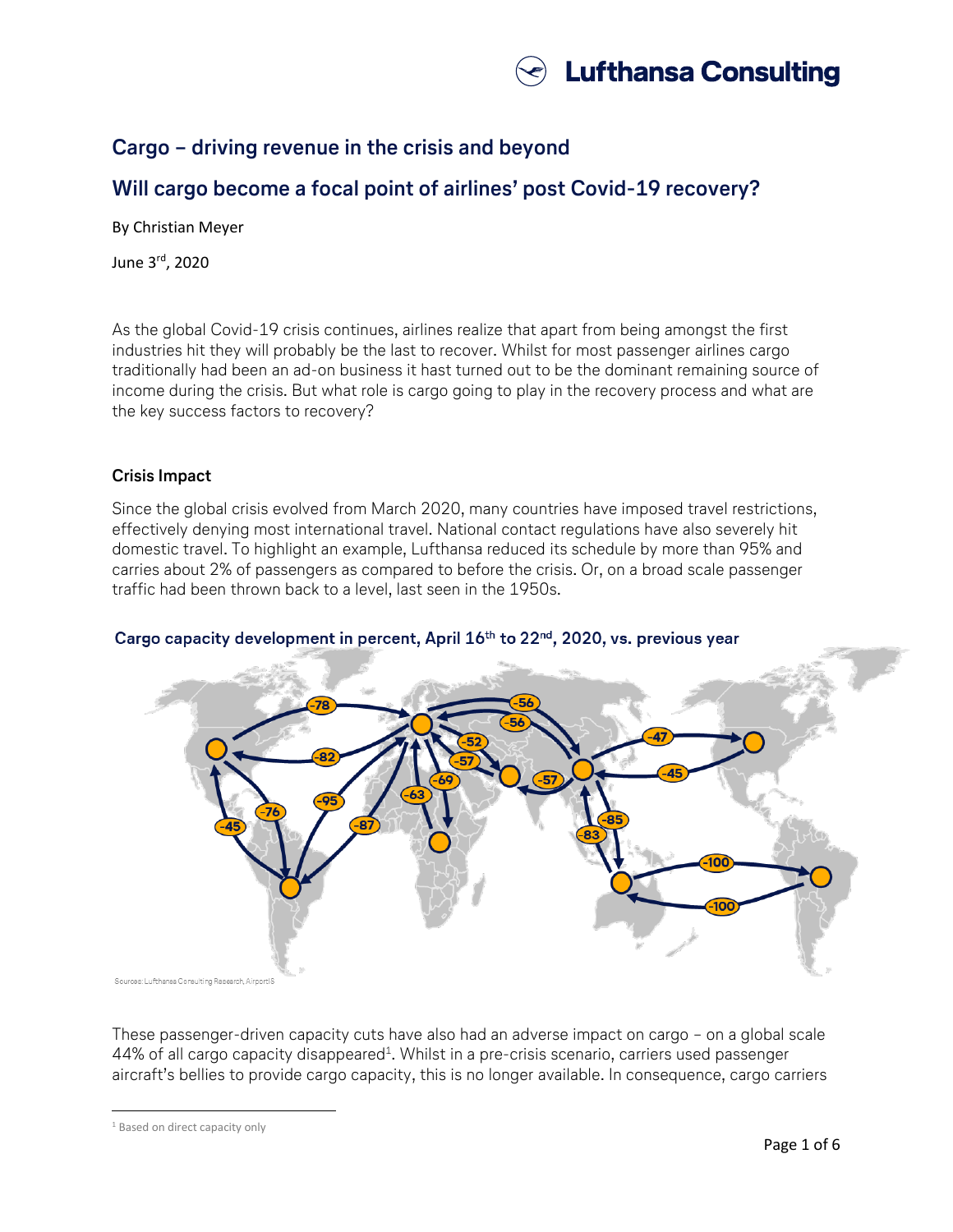# Cargo – driving revenue in the crisis and beyond

## Will cargo become a focal point of airlines' post Covid-19 recovery?

By Christian Meyer

June 3rd, 2020

As the global Covid-19 crisis continues, airlines realize that apart from being amongst the first industries hit they will probably be the last to recover. Whilst for most passenger airlines cargo traditionally had been an ad-on business it hast turned out to be the dominant remaining source of income during the crisis. But what role is cargo going to play in the recovery process and what are the key success factors to recovery?

### Crisis Impact

Since the global crisis evolved from March 2020, many countries have imposed travel restrictions, effectively denying most international travel. National contact regulations have also severely hit domestic travel. To highlight an example, Lufthansa reduced its schedule by more than 95% and carries about 2% of passengers as compared to before the crisis. Or, on a broad scale passenger traffic had been thrown back to a level, last seen in the 1950s.

**Cargo capacity development in percent, April 16th to 22nd, 2020, vs. previous year**

Sources: Lufthansa Consulting Research, AirportIS

These passenger-driven capacity cuts have also had an adverse impact on cargo – on a global scale 44% of all cargo capacity disappeared[1]. Whilst in a pre-crisis scenario, carriers used passenger aircraft's bellies to provide cargo capacity, this is no longer available. In consequence, cargo carriers

[1] Based on direct capacity only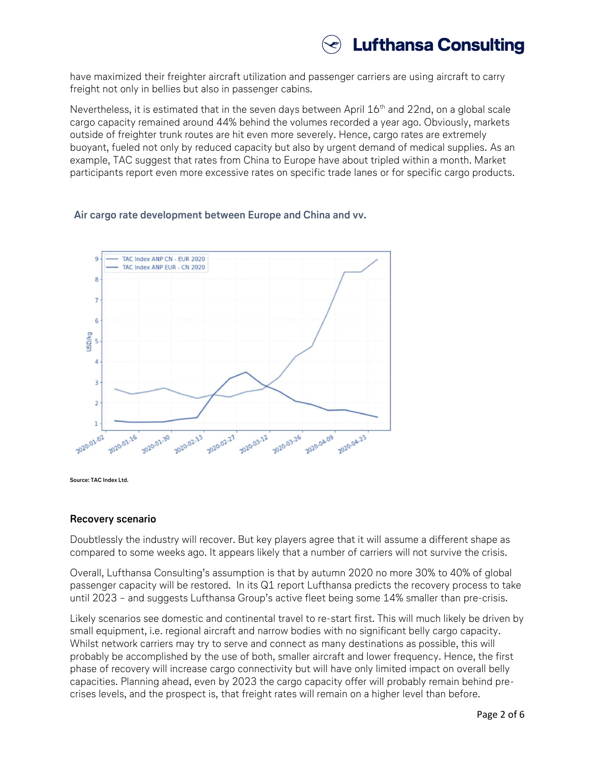have maximized their freighter aircraft utilization and passenger carriers are using aircraft to carry freight not only in bellies but also in passenger cabins.

Nevertheless, it is estimated that in the seven days between April 16th and 22nd, on a global scale cargo capacity remained around 44% behind the volumes recorded a year ago. Obviously, markets outside of freighter trunk routes are hit even more severely. Hence, cargo rates are extremely buoyant, fueled not only by reduced capacity but also by urgent demand of medical supplies. As an example, TAC suggest that rates from China to Europe have about tripled within a month. Market participants report even more excessive rates on specific trade lanes or for specific cargo products.

**Air cargo rate development between Europe and China and vv.**

Source: TAC Index Ltd.

### Recovery scenario

Doubtlessly the industry will recover. But key players agree that it will assume a different shape as compared to some weeks ago. It appears likely that a number of carriers will not survive the crisis.

Overall, Lufthansa Consulting's assumption is that by autumn 2020 no more 30% to 40% of global passenger capacity will be restored. In its Q1 report Lufthansa predicts the recovery process to take until 2023 – and suggests Lufthansa Group's active fleet being some 14% smaller than pre-crisis.

Likely scenarios see domestic and continental travel to re-start first. This will much likely be driven by small equipment, i.e. regional aircraft and narrow bodies with no significant belly cargo capacity. Whilst network carriers may try to serve and connect as many destinations as possible, this will probably be accomplished by the use of both, smaller aircraft and lower frequency. Hence, the first phase of recovery will increase cargo connectivity but will have only limited impact on overall belly capacities. Planning ahead, even by 2023 the cargo capacity offer will probably remain behind pre-crises levels, and the prospect is, that freight rates will remain on a higher level than before.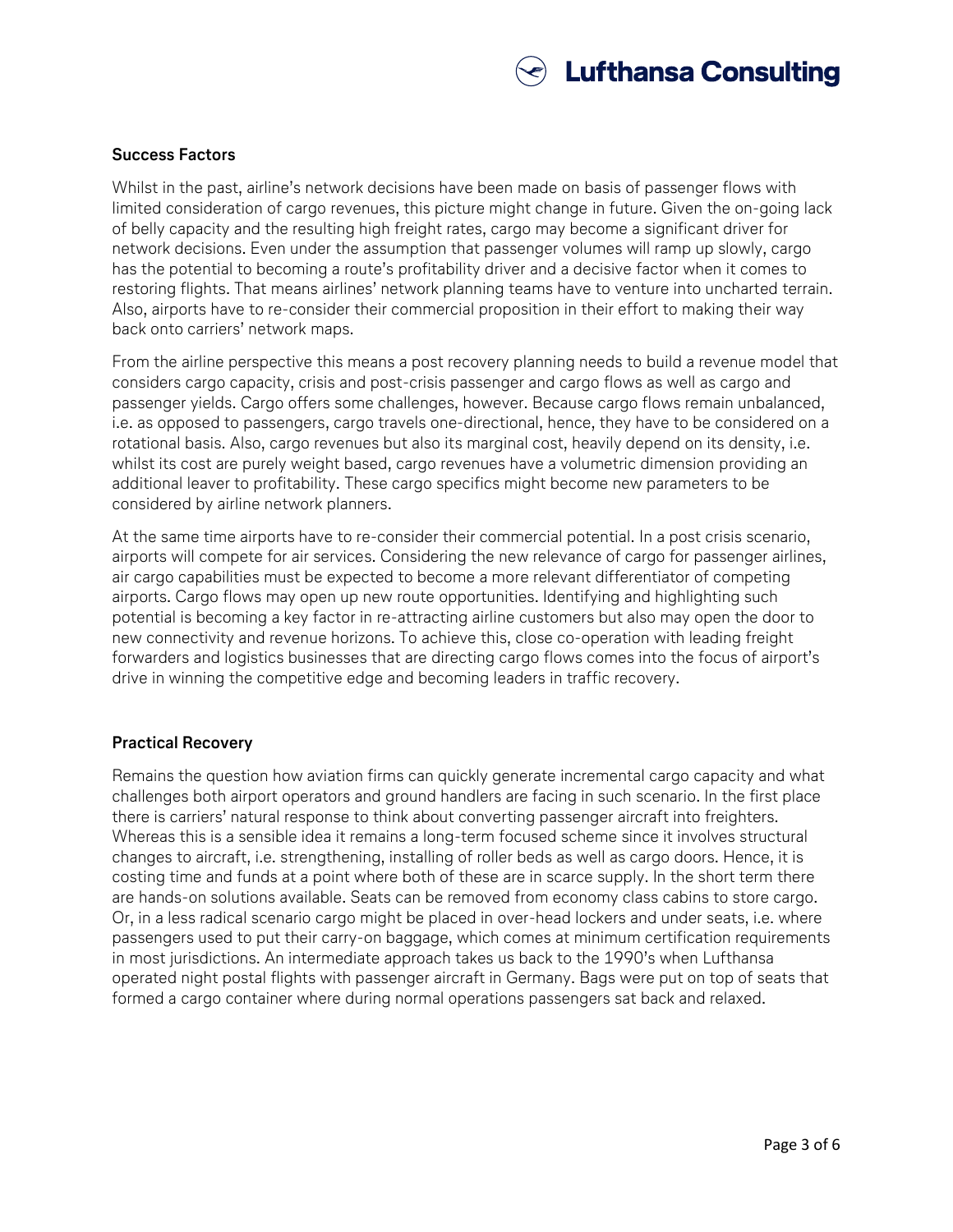## Success Factors

Whilst in the past, airline's network decisions have been made on basis of passenger flows with limited consideration of cargo revenues, this picture might change in future. Given the on-going lack of belly capacity and the resulting high freight rates, cargo may become a significant driver for network decisions. Even under the assumption that passenger volumes will ramp up slowly, cargo has the potential to becoming a route's profitability driver and a decisive factor when it comes to restoring flights. That means airlines' network planning teams have to venture into uncharted terrain. Also, airports have to re-consider their commercial proposition in their effort to making their way back onto carriers' network maps.

From the airline perspective this means a post recovery planning needs to build a revenue model that considers cargo capacity, crisis and post-crisis passenger and cargo flows as well as cargo and passenger yields. Cargo offers some challenges, however. Because cargo flows remain unbalanced, i.e. as opposed to passengers, cargo travels one-directional, hence, they have to be considered on a rotational basis. Also, cargo revenues but also its marginal cost, heavily depend on its density, i.e. whilst its cost are purely weight based, cargo revenues have a volumetric dimension providing an additional leaver to profitability. These cargo specifics might become new parameters to be considered by airline network planners.

At the same time airports have to re-consider their commercial potential. In a post crisis scenario, airports will compete for air services. Considering the new relevance of cargo for passenger airlines, air cargo capabilities must be expected to become a more relevant differentiator of competing airports. Cargo flows may open up new route opportunities. Identifying and highlighting such potential is becoming a key factor in re-attracting airline customers but also may open the door to new connectivity and revenue horizons. To achieve this, close co-operation with leading freight forwarders and logistics businesses that are directing cargo flows comes into the focus of airport's drive in winning the competitive edge and becoming leaders in traffic recovery.

## Practical Recovery

Remains the question how aviation firms can quickly generate incremental cargo capacity and what challenges both airport operators and ground handlers are facing in such scenario. In the first place there is carriers' natural response to think about converting passenger aircraft into freighters. Whereas this is a sensible idea it remains a long-term focused scheme since it involves structural changes to aircraft, i.e. strengthening, installing of roller beds as well as cargo doors. Hence, it is costing time and funds at a point where both of these are in scarce supply. In the short term there are hands-on solutions available. Seats can be removed from economy class cabins to store cargo. Or, in a less radical scenario cargo might be placed in over-head lockers and under seats, i.e. where passengers used to put their carry-on baggage, which comes at minimum certification requirements in most jurisdictions. An intermediate approach takes us back to the 1990's when Lufthansa operated night postal flights with passenger aircraft in Germany. Bags were put on top of seats that formed a cargo container where during normal operations passengers sat back and relaxed.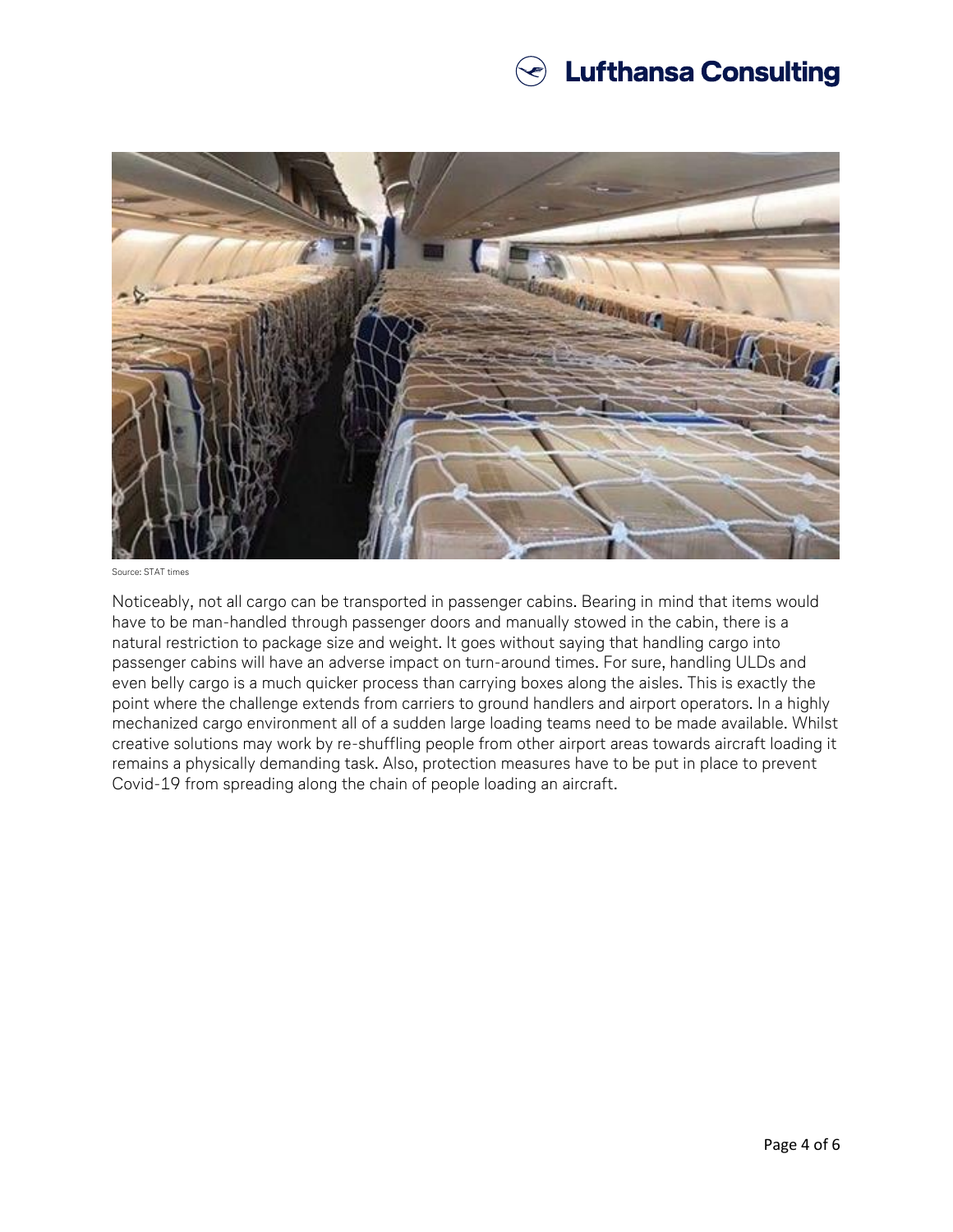Source: STAT times

Noticeably, not all cargo can be transported in passenger cabins. Bearing in mind that items would have to be man-handled through passenger doors and manually stowed in the cabin, there is a natural restriction to package size and weight. It goes without saying that handling cargo into passenger cabins will have an adverse impact on turn-around times. For sure, handling ULDs and even belly cargo is a much quicker process than carrying boxes along the aisles. This is exactly the point where the challenge extends from carriers to ground handlers and airport operators. In a highly mechanized cargo environment all of a sudden large loading teams need to be made available. Whilst creative solutions may work by re-shuffling people from other airport areas towards aircraft loading it remains a physically demanding task. Also, protection measures have to be put in place to prevent Covid-19 from spreading along the chain of people loading an aircraft.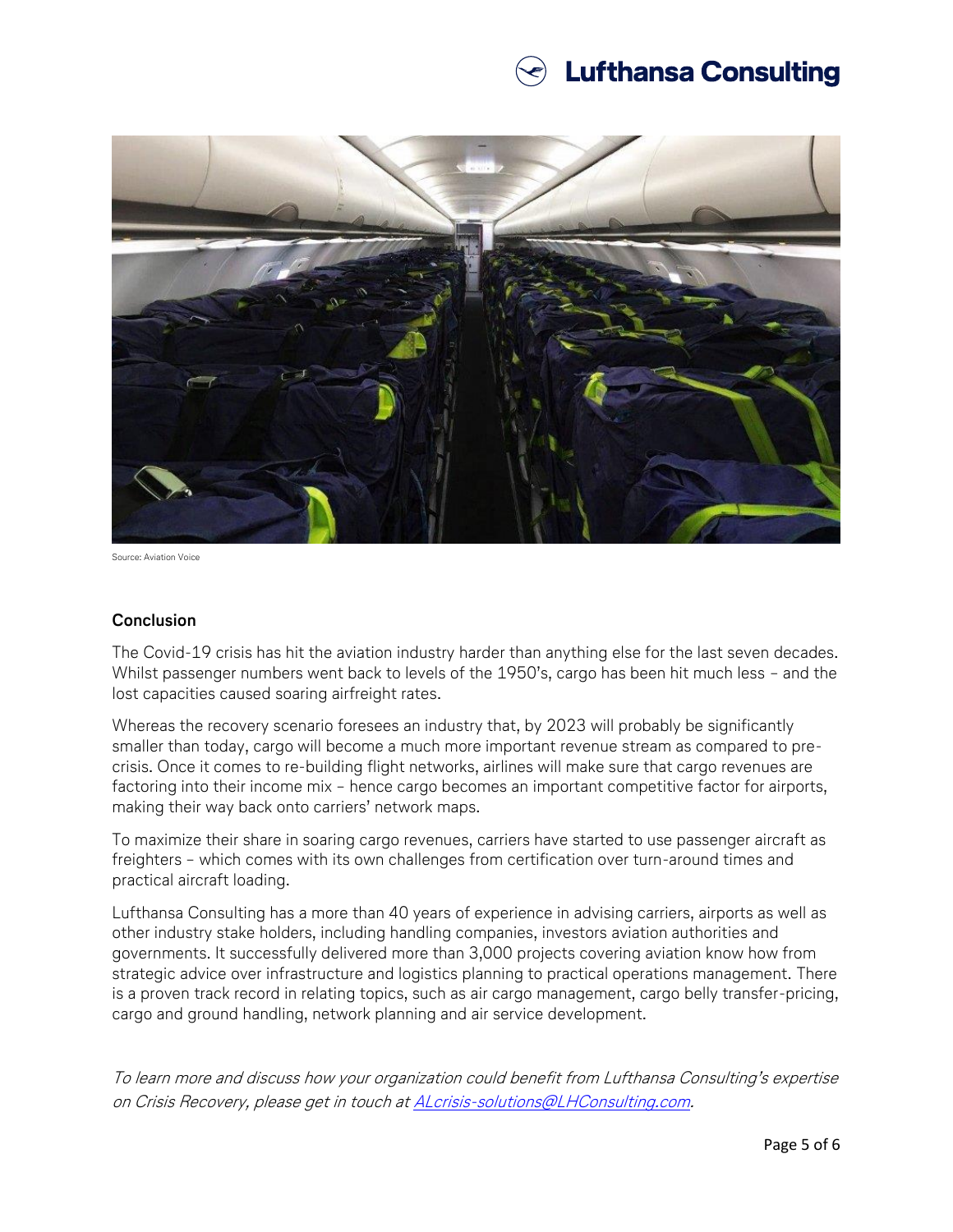Source: Aviation Voice

### Conclusion

The Covid-19 crisis has hit the aviation industry harder than anything else for the last seven decades. Whilst passenger numbers went back to levels of the 1950's, cargo has been hit much less – and the lost capacities caused soaring airfreight rates.

Whereas the recovery scenario foresees an industry that, by 2023 will probably be significantly smaller than today, cargo will become a much more important revenue stream as compared to pre-crisis. Once it comes to re-building flight networks, airlines will make sure that cargo revenues are factoring into their income mix – hence cargo becomes an important competitive factor for airports, making their way back onto carriers' network maps.

To maximize their share in soaring cargo revenues, carriers have started to use passenger aircraft as freighters – which comes with its own challenges from certification over turn-around times and practical aircraft loading.

Lufthansa Consulting has a more than 40 years of experience in advising carriers, airports as well as other industry stake holders, including handling companies, investors aviation authorities and governments. It successfully delivered more than 3,000 projects covering aviation know how from strategic advice over infrastructure and logistics planning to practical operations management. There is a proven track record in relating topics, such as air cargo management, cargo belly transfer-pricing, cargo and ground handling, network planning and air service development.

*To learn more and discuss how your organization could benefit from Lufthansa Consulting's expertise on Crisis Recovery, please get in touch at [ALcrisis-solutions@LHConsulting.com](mailto:ALcrisis-solutions@LHConsulting.com).*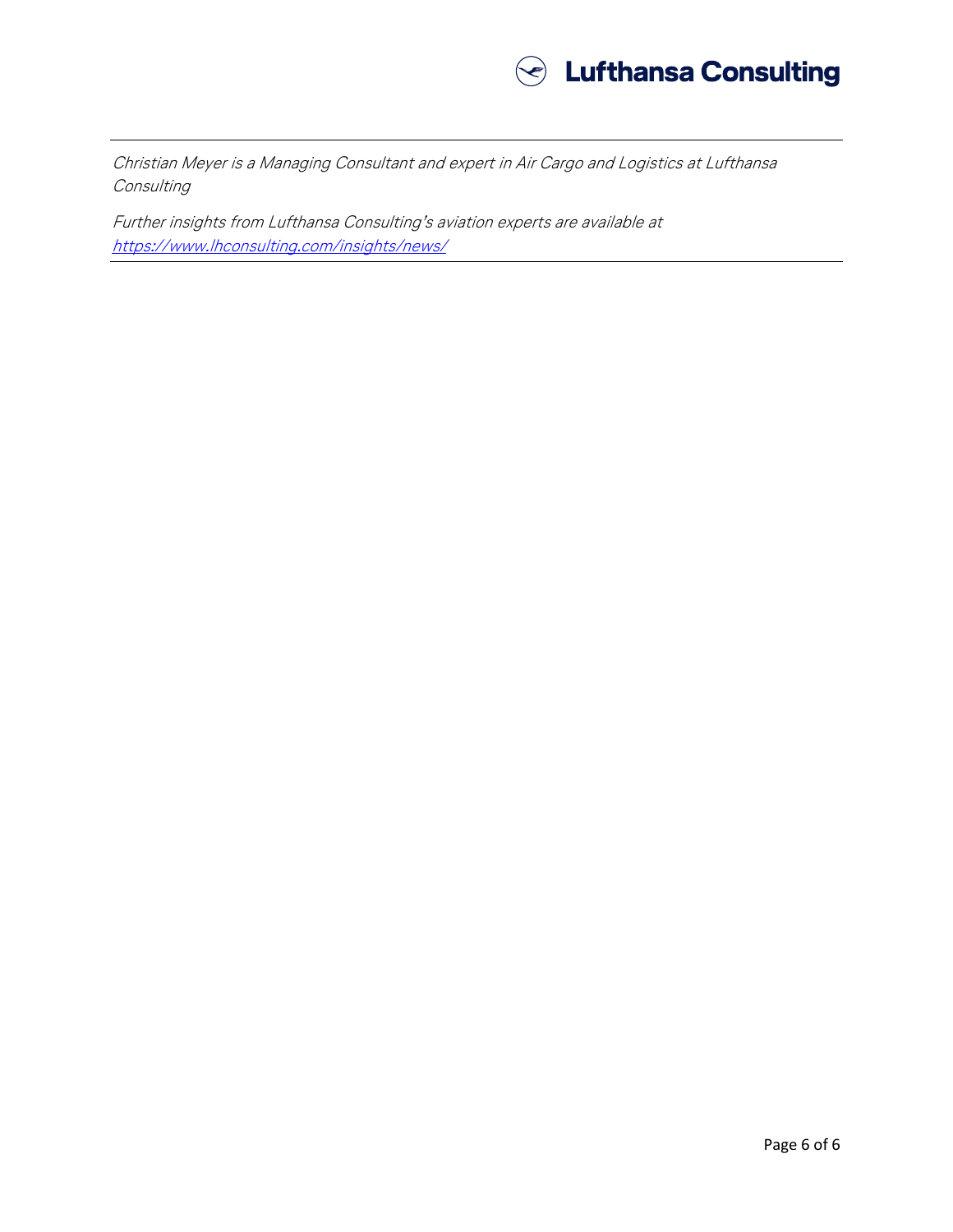---

*Christian Meyer is a Managing Consultant and expert in Air Cargo and Logistics at Lufthansa Consulting*

*Further insights from Lufthansa Consulting's aviation experts are available at [https://www.lhconsulting.com/insights/news/](https://www.lhconsulting.com/insights/news/)*

---